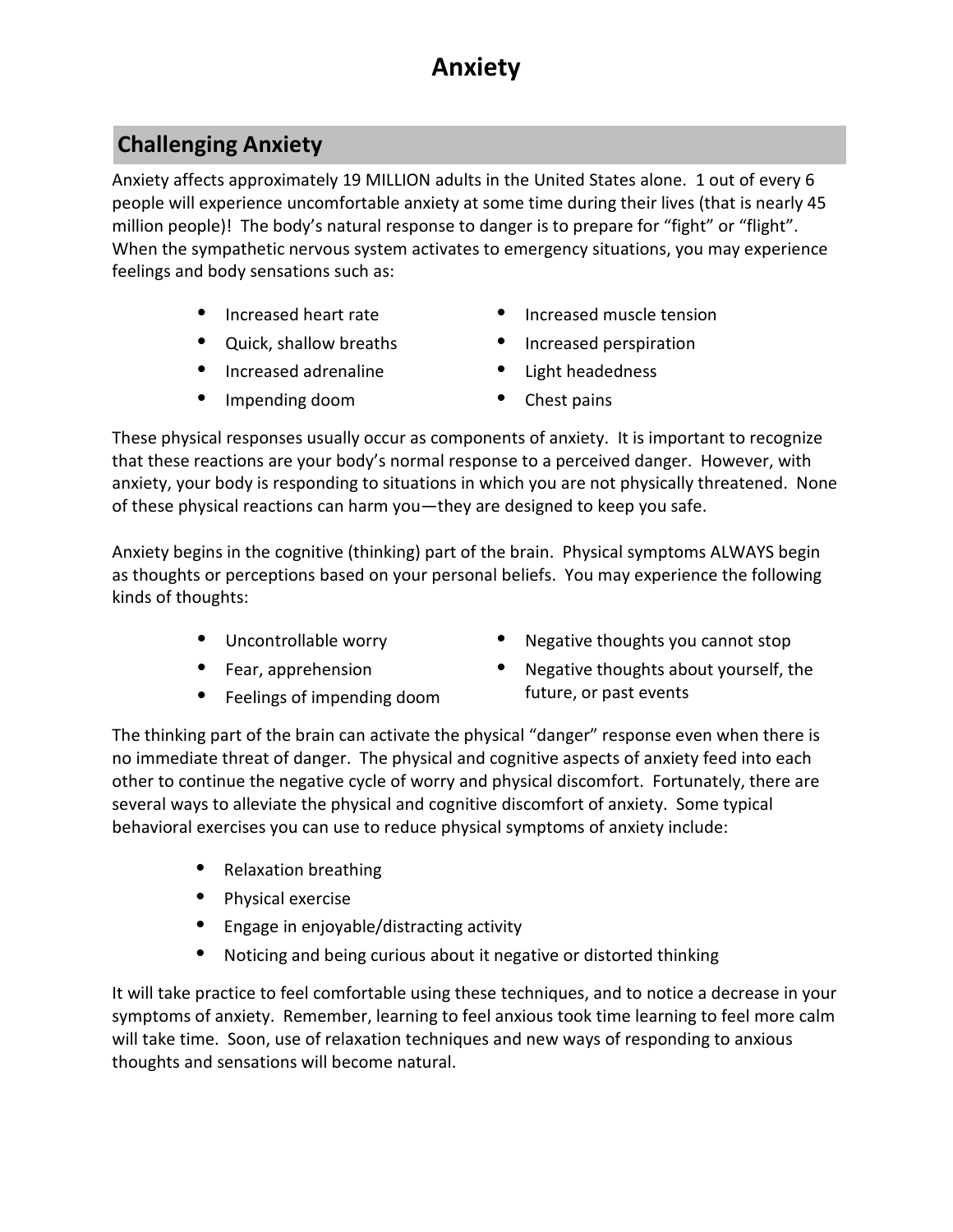# Anxiety

## Challenging Anxiety

Anxiety affects approximately 19 MILLION adults in the United States alone. 1 out of every 6 people will experience uncomfortable anxiety at some time during their lives (that is nearly 45 million people)! The body's natural response to danger is to prepare for "fight" or "flight". When the sympathetic nervous system activates to emergency situations, you may experience feelings and body sensations such as:

- Increased heart rate
- Quick, shallow breaths
- Increased adrenaline
- Impending doom
- Increased muscle tension
- Increased perspiration
- Light headedness
- Chest pains

These physical responses usually occur as components of anxiety. It is important to recognize that these reactions are your body's normal response to a perceived danger. However, with anxiety, your body is responding to situations in which you are not physically threatened. None of these physical reactions can harm you—they are designed to keep you safe.

Anxiety begins in the cognitive (thinking) part of the brain. Physical symptoms ALWAYS begin as thoughts or perceptions based on your personal beliefs. You may experience the following kinds of thoughts:

- Uncontrollable worry
- Fear, apprehension
- Feelings of impending doom
- Negative thoughts you cannot stop
- Negative thoughts about yourself, the future, or past events

The thinking part of the brain can activate the physical "danger" response even when there is no immediate threat of danger. The physical and cognitive aspects of anxiety feed into each other to continue the negative cycle of worry and physical discomfort. Fortunately, there are several ways to alleviate the physical and cognitive discomfort of anxiety. Some typical behavioral exercises you can use to reduce physical symptoms of anxiety include:

- Relaxation breathing
- Physical exercise
- Engage in enjoyable/distracting activity
- Noticing and being curious about it negative or distorted thinking

It will take practice to feel comfortable using these techniques, and to notice a decrease in your symptoms of anxiety. Remember, learning to feel anxious took time learning to feel more calm will take time. Soon, use of relaxation techniques and new ways of responding to anxious thoughts and sensations will become natural.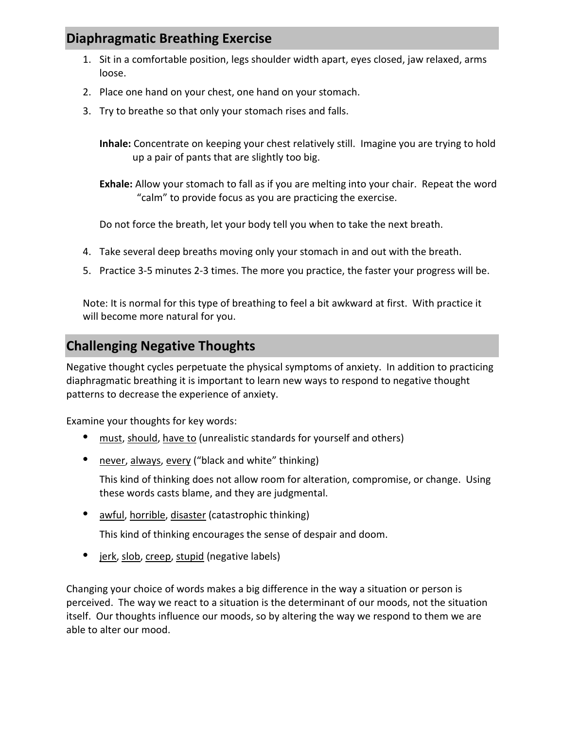## Diaphragmatic Breathing Exercise

1. Sit in a comfortable position, legs shoulder width apart, eyes closed, jaw relaxed, arms loose.
2. Place one hand on your chest, one hand on your stomach.
3. Try to breathe so that only your stomach rises and falls.

   **Inhale:** Concentrate on keeping your chest relatively still. Imagine you are trying to hold up a pair of pants that are slightly too big.

   **Exhale:** Allow your stomach to fall as if you are melting into your chair. Repeat the word "calm" to provide focus as you are practicing the exercise.

   Do not force the breath, let your body tell you when to take the next breath.

4. Take several deep breaths moving only your stomach in and out with the breath.
5. Practice 3-5 minutes 2-3 times. The more you practice, the faster your progress will be.

Note: It is normal for this type of breathing to feel a bit awkward at first. With practice it will become more natural for you.

## Challenging Negative Thoughts

Negative thought cycles perpetuate the physical symptoms of anxiety. In addition to practicing diaphragmatic breathing it is important to learn new ways to respond to negative thought patterns to decrease the experience of anxiety.

Examine your thoughts for key words:

- must, should, have to (unrealistic standards for yourself and others)
- never, always, every ("black and white" thinking)

  This kind of thinking does not allow room for alteration, compromise, or change. Using these words casts blame, and they are judgmental.

- awful, horrible, disaster (catastrophic thinking)

  This kind of thinking encourages the sense of despair and doom.

- jerk, slob, creep, stupid (negative labels)

Changing your choice of words makes a big difference in the way a situation or person is perceived. The way we react to a situation is the determinant of our moods, not the situation itself. Our thoughts influence our moods, so by altering the way we respond to them we are able to alter our mood.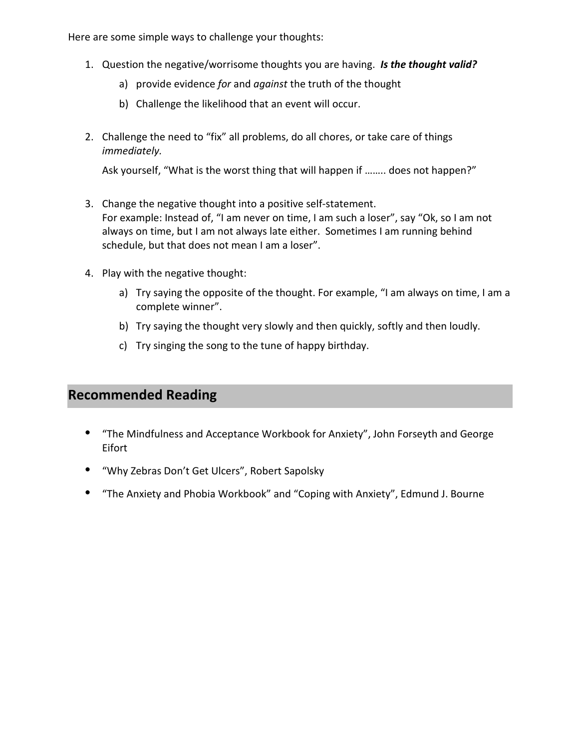Here are some simple ways to challenge your thoughts:

1. Question the negative/worrisome thoughts you are having. ***Is the thought valid?***
    a) provide evidence *for* and *against* the truth of the thought
    b) Challenge the likelihood that an event will occur.

2. Challenge the need to "fix" all problems, do all chores, or take care of things *immediately.*

    Ask yourself, "What is the worst thing that will happen if …….. does not happen?"

3. Change the negative thought into a positive self-statement.
    For example: Instead of, "I am never on time, I am such a loser", say "Ok, so I am not always on time, but I am not always late either. Sometimes I am running behind schedule, but that does not mean I am a loser".

4. Play with the negative thought:
    a) Try saying the opposite of the thought. For example, "I am always on time, I am a complete winner".
    b) Try saying the thought very slowly and then quickly, softly and then loudly.
    c) Try singing the song to the tune of happy birthday.

## Recommended Reading

- "The Mindfulness and Acceptance Workbook for Anxiety", John Forseyth and George Eifort
- "Why Zebras Don't Get Ulcers", Robert Sapolsky
- "The Anxiety and Phobia Workbook" and "Coping with Anxiety", Edmund J. Bourne